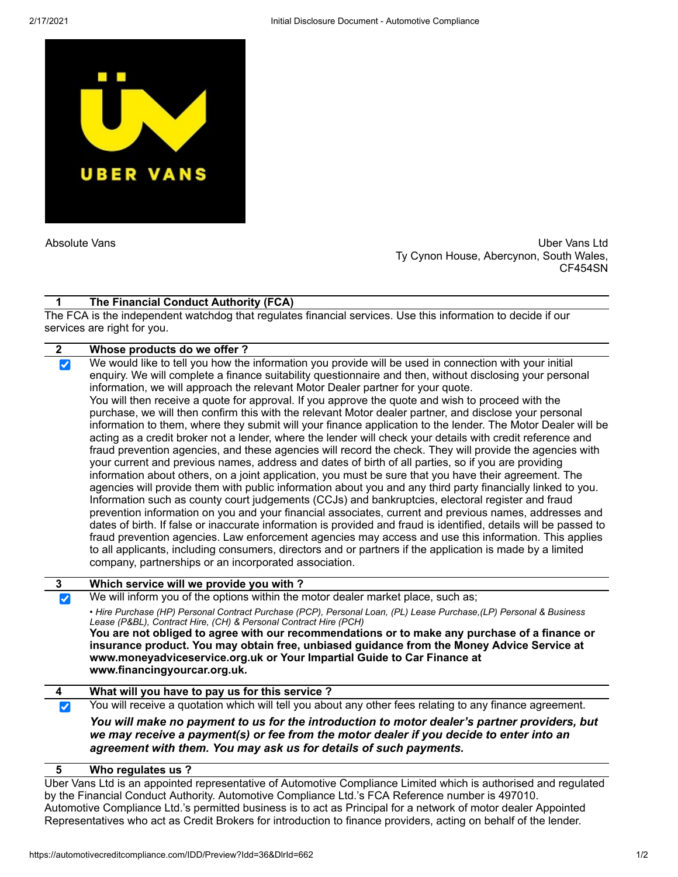Absolute Vans

Uber Vans Ltd
Ty Cynon House, Abercynon, South Wales,
CF454SN

## 1 The Financial Conduct Authority (FCA)

The FCA is the independent watchdog that regulates financial services. Use this information to decide if our services are right for you.

## 2 Whose products do we offer ?

☑ We would like to tell you how the information you provide will be used in connection with your initial enquiry. We will complete a finance suitability questionnaire and then, without disclosing your personal information, we will approach the relevant Motor Dealer partner for your quote.
You will then receive a quote for approval. If you approve the quote and wish to proceed with the purchase, we will then confirm this with the relevant Motor dealer partner, and disclose your personal information to them, where they submit will your finance application to the lender. The Motor Dealer will be acting as a credit broker not a lender, where the lender will check your details with credit reference and fraud prevention agencies, and these agencies will record the check. They will provide the agencies with your current and previous names, address and dates of birth of all parties, so if you are providing information about others, on a joint application, you must be sure that you have their agreement. The agencies will provide them with public information about you and any third party financially linked to you. Information such as county court judgements (CCJs) and bankruptcies, electoral register and fraud prevention information on you and your financial associates, current and previous names, addresses and dates of birth. If false or inaccurate information is provided and fraud is identified, details will be passed to fraud prevention agencies. Law enforcement agencies may access and use this information. This applies to all applicants, including consumers, directors and or partners if the application is made by a limited company, partnerships or an incorporated association.

## 3 Which service will we provide you with ?

☑ We will inform you of the options within the motor dealer market place, such as;

*• Hire Purchase (HP) Personal Contract Purchase (PCP), Personal Loan, (PL) Lease Purchase,(LP) Personal & Business Lease (P&BL), Contract Hire, (CH) & Personal Contract Hire (PCH)*

**You are not obliged to agree with our recommendations or to make any purchase of a finance or insurance product. You may obtain free, unbiased guidance from the Money Advice Service at www.moneyadviceservice.org.uk or Your Impartial Guide to Car Finance at www.financingyourcar.org.uk.**

## 4 What will you have to pay us for this service ?

☑ You will receive a quotation which will tell you about any other fees relating to any finance agreement.

***You will make no payment to us for the introduction to motor dealer's partner providers, but we may receive a payment(s) or fee from the motor dealer if you decide to enter into an agreement with them. You may ask us for details of such payments.***

## 5 Who regulates us ?

Uber Vans Ltd is an appointed representative of Automotive Compliance Limited which is authorised and regulated by the Financial Conduct Authority. Automotive Compliance Ltd.'s FCA Reference number is 497010. Automotive Compliance Ltd.'s permitted business is to act as Principal for a network of motor dealer Appointed Representatives who act as Credit Brokers for introduction to finance providers, acting on behalf of the lender.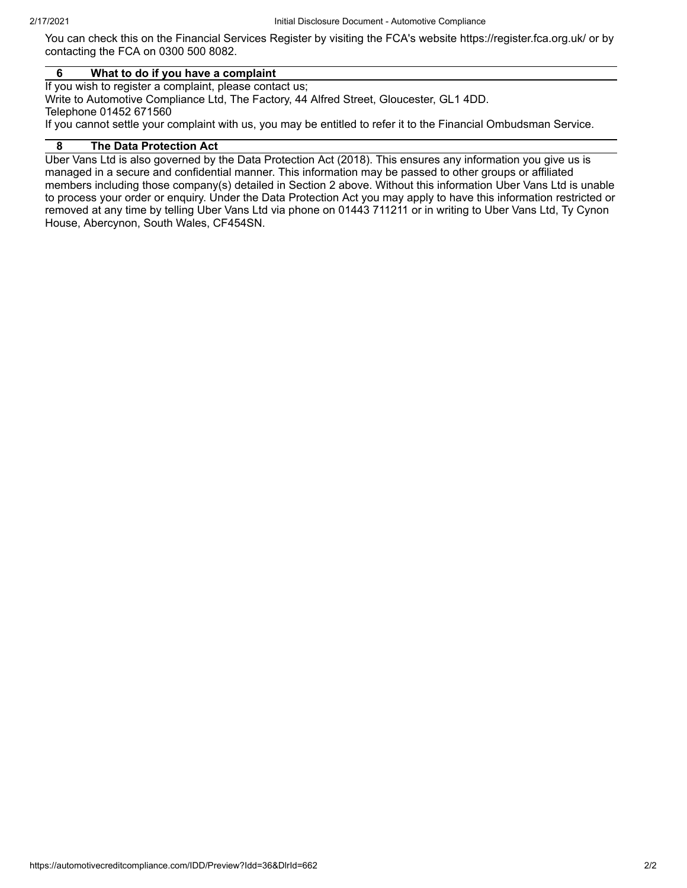You can check this on the Financial Services Register by visiting the FCA's website https://register.fca.org.uk/ or by contacting the FCA on 0300 500 8082.

## 6 What to do if you have a complaint

If you wish to register a complaint, please contact us;
Write to Automotive Compliance Ltd, The Factory, 44 Alfred Street, Gloucester, GL1 4DD.
Telephone 01452 671560
If you cannot settle your complaint with us, you may be entitled to refer it to the Financial Ombudsman Service.

## 8 The Data Protection Act

Uber Vans Ltd is also governed by the Data Protection Act (2018). This ensures any information you give us is managed in a secure and confidential manner. This information may be passed to other groups or affiliated members including those company(s) detailed in Section 2 above. Without this information Uber Vans Ltd is unable to process your order or enquiry. Under the Data Protection Act you may apply to have this information restricted or removed at any time by telling Uber Vans Ltd via phone on 01443 711211 or in writing to Uber Vans Ltd, Ty Cynon House, Abercynon, South Wales, CF454SN.